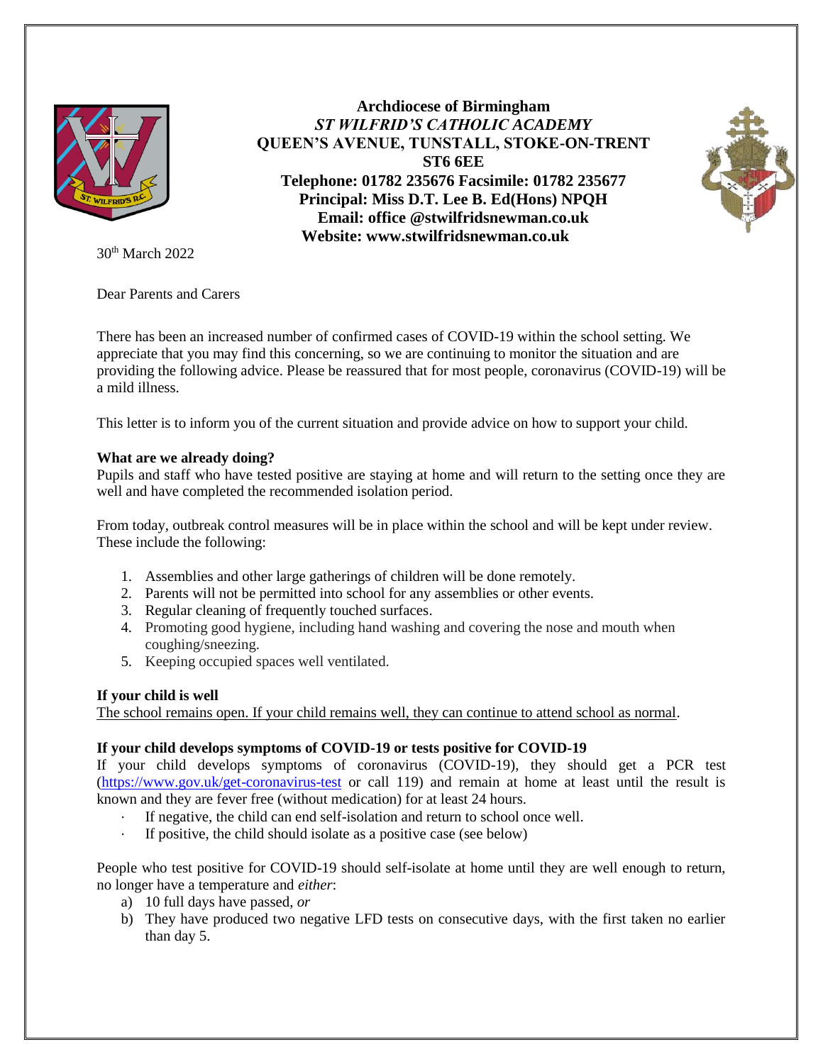**Archdiocese of Birmingham**
***ST WILFRID'S CATHOLIC ACADEMY***
**QUEEN'S AVENUE, TUNSTALL, STOKE-ON-TRENT**
**ST6 6EE**
**Telephone: 01782 235676 Facsimile: 01782 235677**
**Principal: Miss D.T. Lee B. Ed(Hons) NPQH**
**Email: office @stwilfridsnewman.co.uk**
**Website: www.stwilfridsnewman.co.uk**

30th March 2022

Dear Parents and Carers

There has been an increased number of confirmed cases of COVID-19 within the school setting. We appreciate that you may find this concerning, so we are continuing to monitor the situation and are providing the following advice. Please be reassured that for most people, coronavirus (COVID-19) will be a mild illness.

This letter is to inform you of the current situation and provide advice on how to support your child.

**What are we already doing?**
Pupils and staff who have tested positive are staying at home and will return to the setting once they are well and have completed the recommended isolation period.

From today, outbreak control measures will be in place within the school and will be kept under review. These include the following:

1. Assemblies and other large gatherings of children will be done remotely.
2. Parents will not be permitted into school for any assemblies or other events.
3. Regular cleaning of frequently touched surfaces.
4. Promoting good hygiene, including hand washing and covering the nose and mouth when coughing/sneezing.
5. Keeping occupied spaces well ventilated.

**If your child is well**
The school remains open. If your child remains well, they can continue to attend school as normal.

**If your child develops symptoms of COVID-19 or tests positive for COVID-19**
If your child develops symptoms of coronavirus (COVID-19), they should get a PCR test (https://www.gov.uk/get-coronavirus-test or call 119) and remain at home at least until the result is known and they are fever free (without medication) for at least 24 hours.

- If negative, the child can end self-isolation and return to school once well.
- If positive, the child should isolate as a positive case (see below)

People who test positive for COVID-19 should self-isolate at home until they are well enough to return, no longer have a temperature and *either*:

a) 10 full days have passed, *or*
b) They have produced two negative LFD tests on consecutive days, with the first taken no earlier than day 5.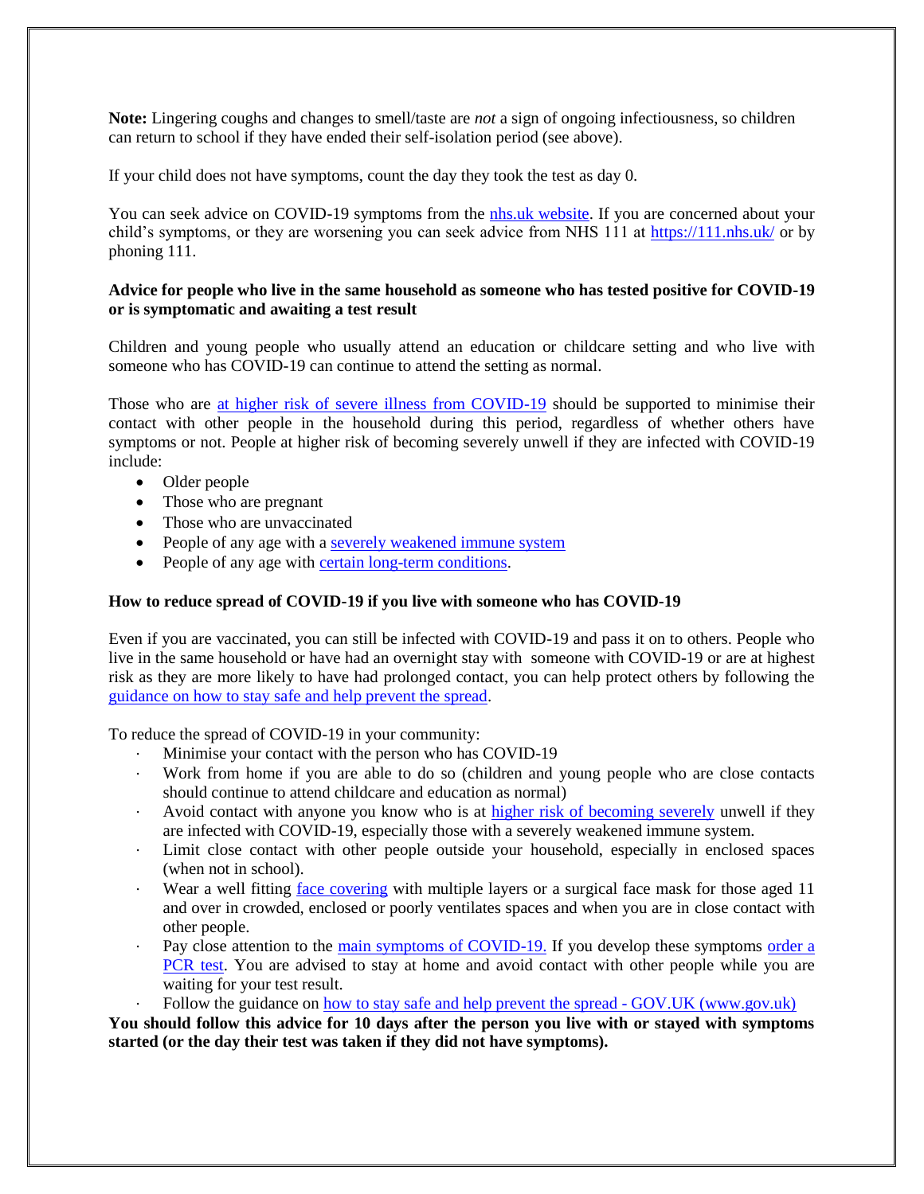**Note:** Lingering coughs and changes to smell/taste are *not* a sign of ongoing infectiousness, so children can return to school if they have ended their self-isolation period (see above).

If your child does not have symptoms, count the day they took the test as day 0.

You can seek advice on COVID-19 symptoms from the nhs.uk website. If you are concerned about your child's symptoms, or they are worsening you can seek advice from NHS 111 at https://111.nhs.uk/ or by phoning 111.

**Advice for people who live in the same household as someone who has tested positive for COVID-19 or is symptomatic and awaiting a test result**

Children and young people who usually attend an education or childcare setting and who live with someone who has COVID-19 can continue to attend the setting as normal.

Those who are at higher risk of severe illness from COVID-19 should be supported to minimise their contact with other people in the household during this period, regardless of whether others have symptoms or not. People at higher risk of becoming severely unwell if they are infected with COVID-19 include:

- Older people
- Those who are pregnant
- Those who are unvaccinated
- People of any age with a severely weakened immune system
- People of any age with certain long-term conditions.

**How to reduce spread of COVID-19 if you live with someone who has COVID-19**

Even if you are vaccinated, you can still be infected with COVID-19 and pass it on to others. People who live in the same household or have had an overnight stay with someone with COVID-19 or are at highest risk as they are more likely to have had prolonged contact, you can help protect others by following the guidance on how to stay safe and help prevent the spread.

To reduce the spread of COVID-19 in your community:

- Minimise your contact with the person who has COVID-19
- Work from home if you are able to do so (children and young people who are close contacts should continue to attend childcare and education as normal)
- Avoid contact with anyone you know who is at higher risk of becoming severely unwell if they are infected with COVID-19, especially those with a severely weakened immune system.
- Limit close contact with other people outside your household, especially in enclosed spaces (when not in school).
- Wear a well fitting face covering with multiple layers or a surgical face mask for those aged 11 and over in crowded, enclosed or poorly ventilates spaces and when you are in close contact with other people.
- Pay close attention to the main symptoms of COVID-19. If you develop these symptoms order a PCR test. You are advised to stay at home and avoid contact with other people while you are waiting for your test result.
- Follow the guidance on how to stay safe and help prevent the spread - GOV.UK (www.gov.uk)

**You should follow this advice for 10 days after the person you live with or stayed with symptoms started (or the day their test was taken if they did not have symptoms).**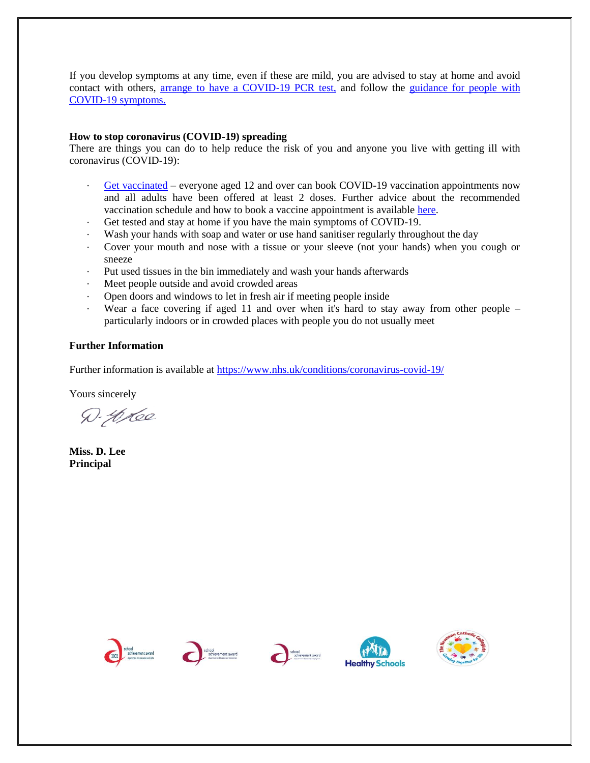If you develop symptoms at any time, even if these are mild, you are advised to stay at home and avoid contact with others, [arrange to have a COVID-19 PCR test,](#) and follow the [guidance for people with COVID-19 symptoms.](#)

**How to stop coronavirus (COVID-19) spreading**

There are things you can do to help reduce the risk of you and anyone you live with getting ill with coronavirus (COVID-19):

- [Get vaccinated](#) – everyone aged 12 and over can book COVID-19 vaccination appointments now and all adults have been offered at least 2 doses. Further advice about the recommended vaccination schedule and how to book a vaccine appointment is available [here](#).
- Get tested and stay at home if you have the main symptoms of COVID-19.
- Wash your hands with soap and water or use hand sanitiser regularly throughout the day
- Cover your mouth and nose with a tissue or your sleeve (not your hands) when you cough or sneeze
- Put used tissues in the bin immediately and wash your hands afterwards
- Meet people outside and avoid crowded areas
- Open doors and windows to let in fresh air if meeting people inside
- Wear a face covering if aged 11 and over when it's hard to stay away from other people – particularly indoors or in crowded places with people you do not usually meet

**Further Information**

Further information is available at https://www.nhs.uk/conditions/coronavirus-covid-19/

Yours sincerely

**Miss. D. Lee**
**Principal**